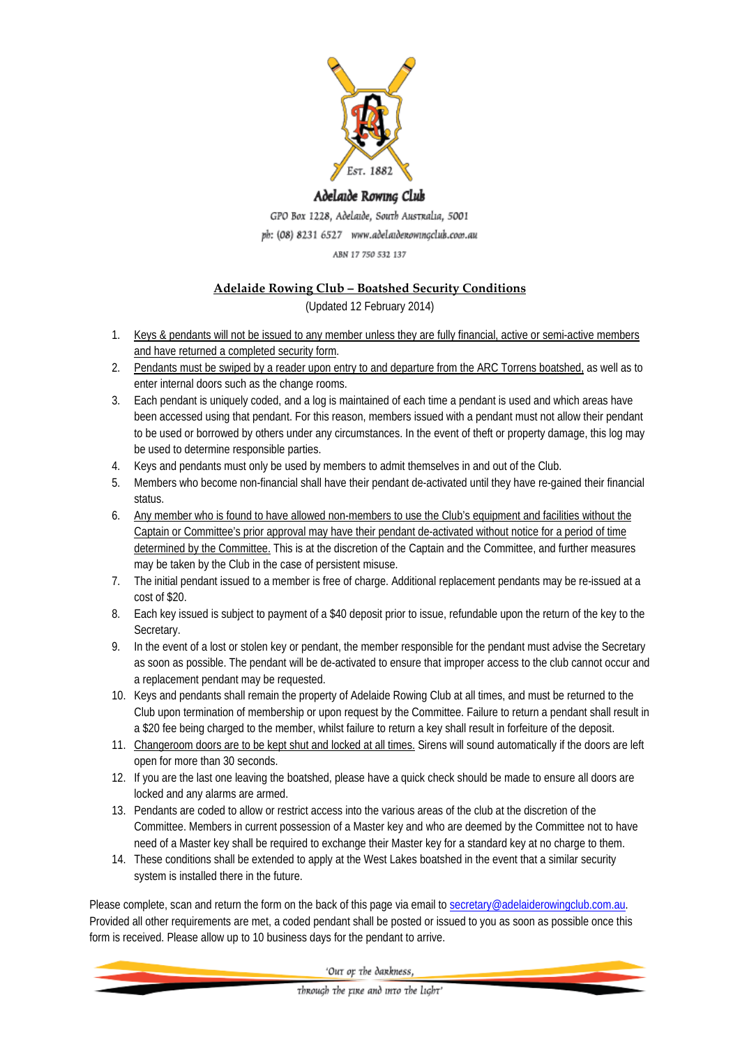Est. 1882

**Adelaide Rowing Club**

GPO Box 1228, Adelaide, South Australia, 5001

ph: (08) 8231 6527 www.adelaiderowingclub.com.au

ABN 17 750 532 137

## Adelaide Rowing Club – Boatshed Security Conditions

(Updated 12 February 2014)

1. Keys & pendants will not be issued to any member unless they are fully financial, active or semi-active members and have returned a completed security form.
2. Pendants must be swiped by a reader upon entry to and departure from the ARC Torrens boatshed, as well as to enter internal doors such as the change rooms.
3. Each pendant is uniquely coded, and a log is maintained of each time a pendant is used and which areas have been accessed using that pendant. For this reason, members issued with a pendant must not allow their pendant to be used or borrowed by others under any circumstances. In the event of theft or property damage, this log may be used to determine responsible parties.
4. Keys and pendants must only be used by members to admit themselves in and out of the Club.
5. Members who become non-financial shall have their pendant de-activated until they have re-gained their financial status.
6. Any member who is found to have allowed non-members to use the Club's equipment and facilities without the Captain or Committee's prior approval may have their pendant de-activated without notice for a period of time determined by the Committee. This is at the discretion of the Captain and the Committee, and further measures may be taken by the Club in the case of persistent misuse.
7. The initial pendant issued to a member is free of charge. Additional replacement pendants may be re-issued at a cost of $20.
8. Each key issued is subject to payment of a $40 deposit prior to issue, refundable upon the return of the key to the Secretary.
9. In the event of a lost or stolen key or pendant, the member responsible for the pendant must advise the Secretary as soon as possible. The pendant will be de-activated to ensure that improper access to the club cannot occur and a replacement pendant may be requested.
10. Keys and pendants shall remain the property of Adelaide Rowing Club at all times, and must be returned to the Club upon termination of membership or upon request by the Committee. Failure to return a pendant shall result in a $20 fee being charged to the member, whilst failure to return a key shall result in forfeiture of the deposit.
11. Changeroom doors are to be kept shut and locked at all times. Sirens will sound automatically if the doors are left open for more than 30 seconds.
12. If you are the last one leaving the boatshed, please have a quick check should be made to ensure all doors are locked and any alarms are armed.
13. Pendants are coded to allow or restrict access into the various areas of the club at the discretion of the Committee. Members in current possession of a Master key and who are deemed by the Committee not to have need of a Master key shall be required to exchange their Master key for a standard key at no charge to them.
14. These conditions shall be extended to apply at the West Lakes boatshed in the event that a similar security system is installed there in the future.

Please complete, scan and return the form on the back of this page via email to secretary@adelaiderowingclub.com.au. Provided all other requirements are met, a coded pendant shall be posted or issued to you as soon as possible once this form is received. Please allow up to 10 business days for the pendant to arrive.

'Out of the darkness, through the fire and into the light'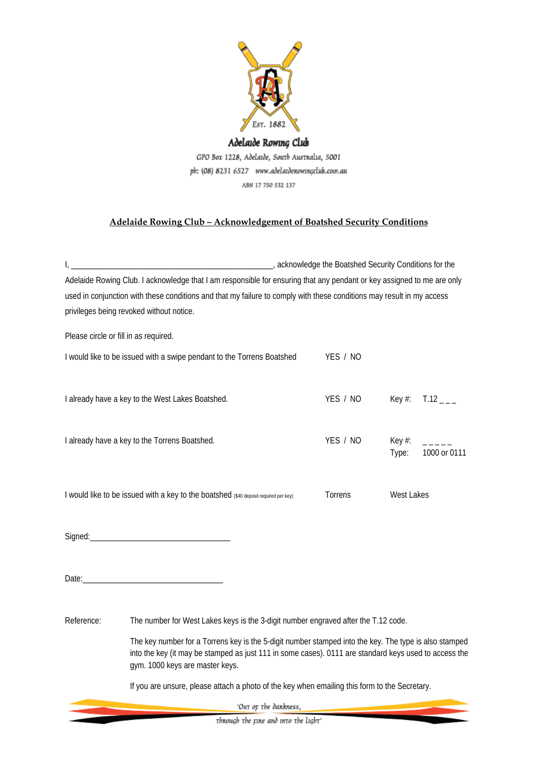Adelaide Rowing Club

GPO Box 1228, Adelaide, South Australia, 5001

ph: (08) 8231 6527 www.adelaiderowingclub.com.au

ABN 17 750 532 137

## Adelaide Rowing Club – Acknowledgement of Boatshed Security Conditions

I, _______________________________________________, acknowledge the Boatshed Security Conditions for the Adelaide Rowing Club. I acknowledge that I am responsible for ensuring that any pendant or key assigned to me are only used in conjunction with these conditions and that my failure to comply with these conditions may result in my access privileges being revoked without notice.

Please circle or fill in as required.

| | | | |
|---|---|---|---|
| I would like to be issued with a swipe pendant to the Torrens Boatshed | YES / NO | | |
| I already have a key to the West Lakes Boatshed. | YES / NO | Key #: | T.12 _ _ _ |
| I already have a key to the Torrens Boatshed. | YES / NO | Key #:<br>Type: | _ _ _ _ _<br>1000 or 0111 |
| I would like to be issued with a key to the boatshed ($40 deposit required per key) | Torrens | West Lakes | |

Signed:_________________________________

Date:_________________________________

Reference: The number for West Lakes keys is the 3-digit number engraved after the T.12 code.

The key number for a Torrens key is the 5-digit number stamped into the key. The type is also stamped into the key (it may be stamped as just 111 in some cases). 0111 are standard keys used to access the gym. 1000 keys are master keys.

If you are unsure, please attach a photo of the key when emailing this form to the Secretary.

'Out of the darkness,
through the fire and into the light'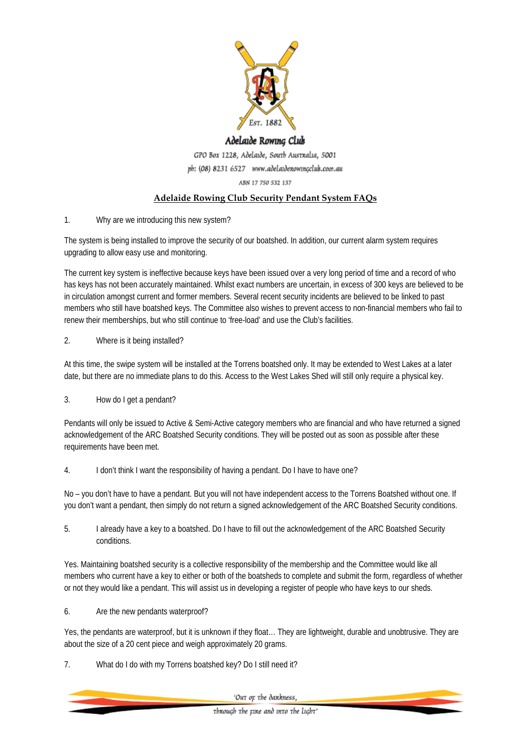Adelaide Rowing Club

GPO Box 1228, Adelaide, South Australia, 5001

ph: (08) 8231 6527 www.adelaiderowingclub.com.au

ABN 17 750 532 137

## Adelaide Rowing Club Security Pendant System FAQs

1. Why are we introducing this new system?

The system is being installed to improve the security of our boatshed. In addition, our current alarm system requires upgrading to allow easy use and monitoring.

The current key system is ineffective because keys have been issued over a very long period of time and a record of who has keys has not been accurately maintained. Whilst exact numbers are uncertain, in excess of 300 keys are believed to be in circulation amongst current and former members. Several recent security incidents are believed to be linked to past members who still have boatshed keys. The Committee also wishes to prevent access to non-financial members who fail to renew their memberships, but who still continue to 'free-load' and use the Club's facilities.

2. Where is it being installed?

At this time, the swipe system will be installed at the Torrens boatshed only. It may be extended to West Lakes at a later date, but there are no immediate plans to do this. Access to the West Lakes Shed will still only require a physical key.

3. How do I get a pendant?

Pendants will only be issued to Active & Semi-Active category members who are financial and who have returned a signed acknowledgement of the ARC Boatshed Security conditions. They will be posted out as soon as possible after these requirements have been met.

4. I don't think I want the responsibility of having a pendant. Do I have to have one?

No – you don't have to have a pendant. But you will not have independent access to the Torrens Boatshed without one. If you don't want a pendant, then simply do not return a signed acknowledgement of the ARC Boatshed Security conditions.

5. I already have a key to a boatshed. Do I have to fill out the acknowledgement of the ARC Boatshed Security conditions.

Yes. Maintaining boatshed security is a collective responsibility of the membership and the Committee would like all members who current have a key to either or both of the boatsheds to complete and submit the form, regardless of whether or not they would like a pendant. This will assist us in developing a register of people who have keys to our sheds.

6. Are the new pendants waterproof?

Yes, the pendants are waterproof, but it is unknown if they float… They are lightweight, durable and unobtrusive. They are about the size of a 20 cent piece and weigh approximately 20 grams.

7. What do I do with my Torrens boatshed key? Do I still need it?

'Out of the darkness, through the fire and into the light'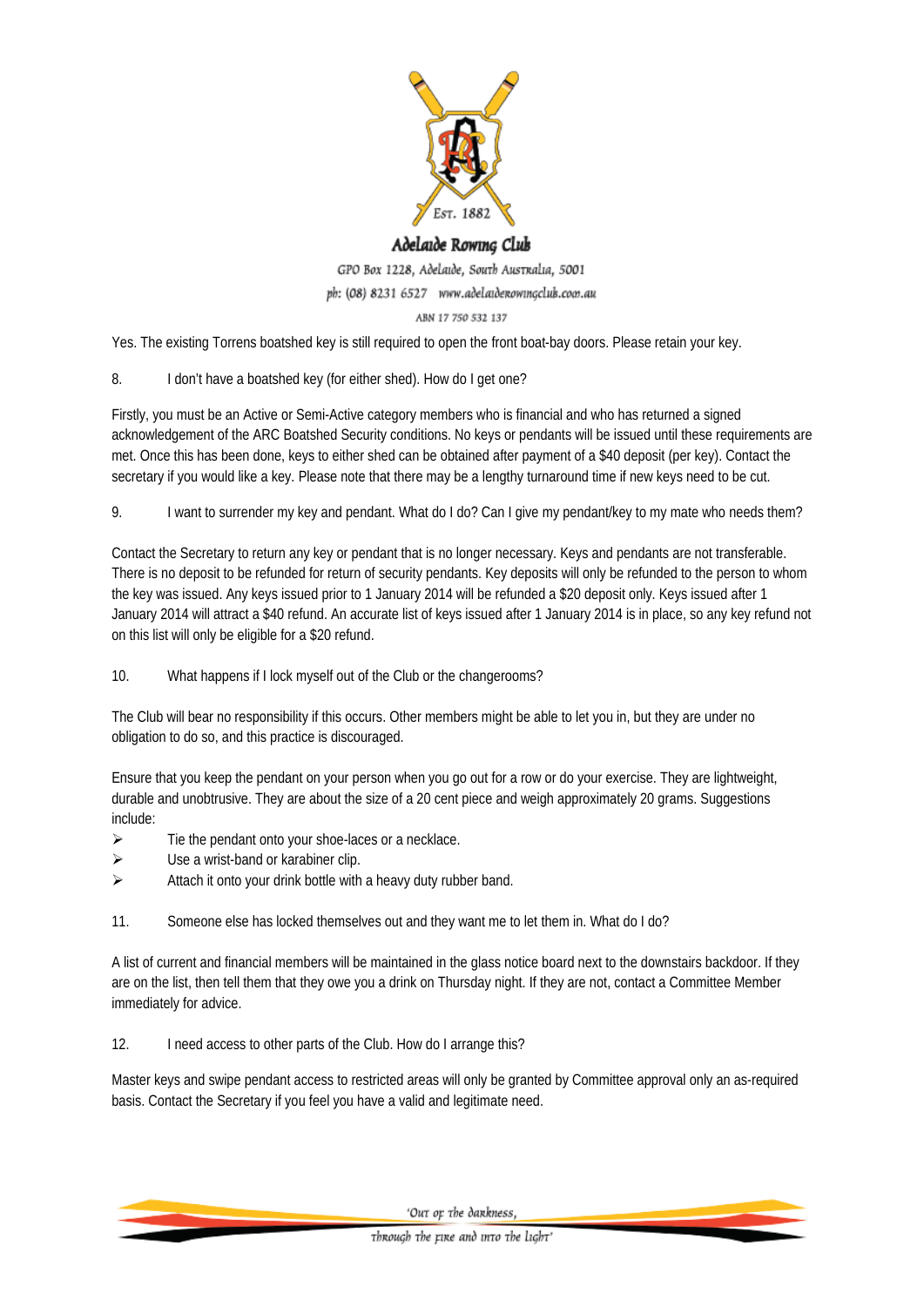Adelaide Rowing Club

GPO Box 1228, Adelaide, South Australia, 5001

ph: (08) 8231 6527 www.adelaiderowingclub.com.au

ABN 17 750 532 137

Yes. The existing Torrens boatshed key is still required to open the front boat-bay doors. Please retain your key.

8. I don't have a boatshed key (for either shed). How do I get one?

Firstly, you must be an Active or Semi-Active category members who is financial and who has returned a signed acknowledgement of the ARC Boatshed Security conditions. No keys or pendants will be issued until these requirements are met. Once this has been done, keys to either shed can be obtained after payment of a $40 deposit (per key). Contact the secretary if you would like a key. Please note that there may be a lengthy turnaround time if new keys need to be cut.

9. I want to surrender my key and pendant. What do I do? Can I give my pendant/key to my mate who needs them?

Contact the Secretary to return any key or pendant that is no longer necessary. Keys and pendants are not transferable. There is no deposit to be refunded for return of security pendants. Key deposits will only be refunded to the person to whom the key was issued. Any keys issued prior to 1 January 2014 will be refunded a $20 deposit only. Keys issued after 1 January 2014 will attract a $40 refund. An accurate list of keys issued after 1 January 2014 is in place, so any key refund not on this list will only be eligible for a $20 refund.

10. What happens if I lock myself out of the Club or the changerooms?

The Club will bear no responsibility if this occurs. Other members might be able to let you in, but they are under no obligation to do so, and this practice is discouraged.

Ensure that you keep the pendant on your person when you go out for a row or do your exercise. They are lightweight, durable and unobtrusive. They are about the size of a 20 cent piece and weigh approximately 20 grams. Suggestions include:

- Tie the pendant onto your shoe-laces or a necklace.
- Use a wrist-band or karabiner clip.
- Attach it onto your drink bottle with a heavy duty rubber band.

11. Someone else has locked themselves out and they want me to let them in. What do I do?

A list of current and financial members will be maintained in the glass notice board next to the downstairs backdoor. If they are on the list, then tell them that they owe you a drink on Thursday night. If they are not, contact a Committee Member immediately for advice.

12. I need access to other parts of the Club. How do I arrange this?

Master keys and swipe pendant access to restricted areas will only be granted by Committee approval only an as-required basis. Contact the Secretary if you feel you have a valid and legitimate need.

'Out of the darkness, through the fire and into the light'